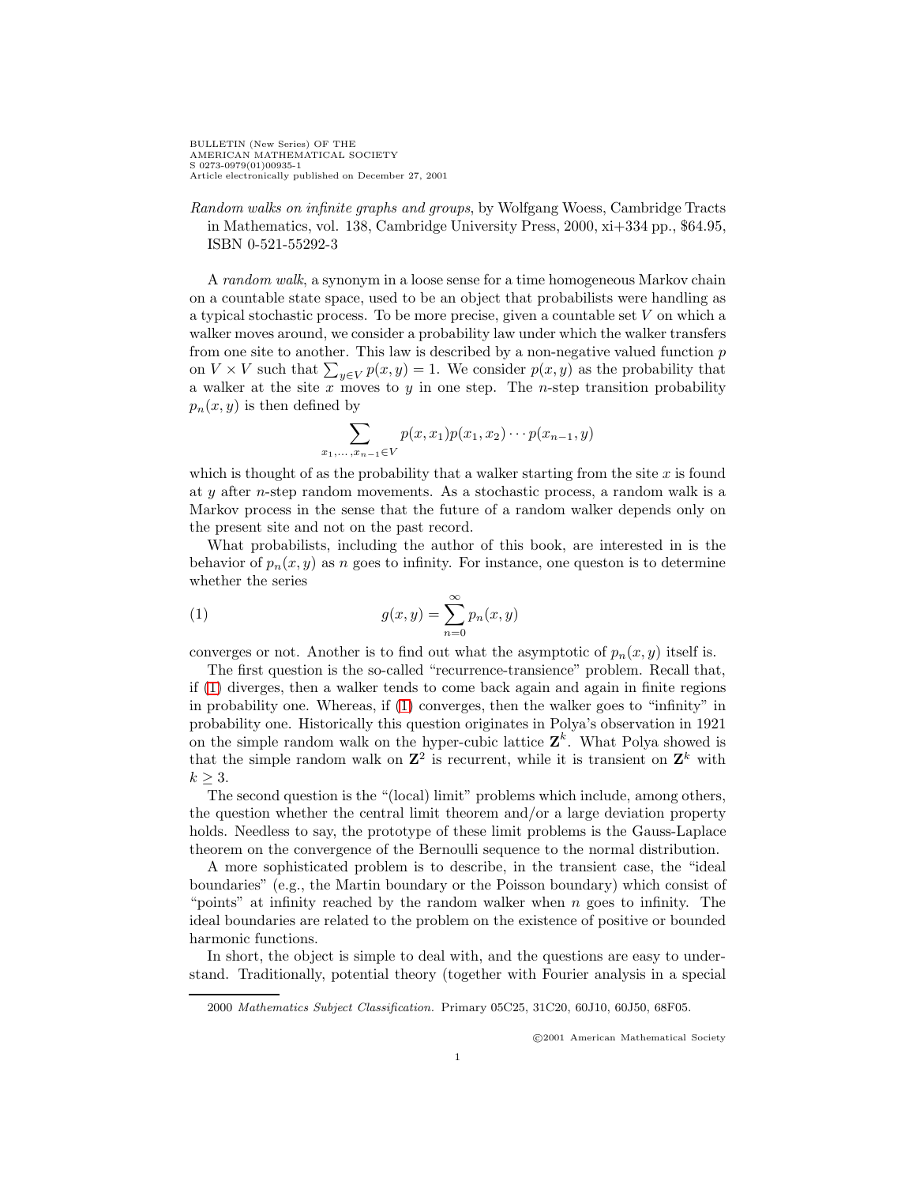BULLETIN (New Series) OF THE
AMERICAN MATHEMATICAL SOCIETY
S 0273-0979(01)00935-1
Article electronically published on December 27, 2001

*Random walks on infinite graphs and groups*, by Wolfgang Woess, Cambridge Tracts in Mathematics, vol. 138, Cambridge University Press, 2000, xi+334 pp., $64.95, ISBN 0-521-55292-3

A *random walk*, a synonym in a loose sense for a time homogeneous Markov chain on a countable state space, used to be an object that probabilists were handling as a typical stochastic process. To be more precise, given a countable set $V$ on which a walker moves around, we consider a probability law under which the walker transfers from one site to another. This law is described by a non-negative valued function $p$ on $V \times V$ such that $\sum_{y \in V} p(x, y) = 1$. We consider $p(x, y)$ as the probability that a walker at the site $x$ moves to $y$ in one step. The $n$-step transition probability $p_n(x, y)$ is then defined by

$$\sum_{x_1, \ldots, x_{n-1} \in V} p(x, x_1)p(x_1, x_2) \cdots p(x_{n-1}, y)$$

which is thought of as the probability that a walker starting from the site $x$ is found at $y$ after $n$-step random movements. As a stochastic process, a random walk is a Markov process in the sense that the future of a random walker depends only on the present site and not on the past record.

What probabilists, including the author of this book, are interested in is the behavior of $p_n(x, y)$ as $n$ goes to infinity. For instance, one queston is to determine whether the series

$$g(x, y) = \sum_{n=0}^{\infty} p_n(x, y) \tag{1}$$

converges or not. Another is to find out what the asymptotic of $p_n(x, y)$ itself is.

The first question is the so-called "recurrence-transience" problem. Recall that, if (1) diverges, then a walker tends to come back again and again in finite regions in probability one. Whereas, if (1) converges, then the walker goes to "infinity" in probability one. Historically this question originates in Polya's observation in 1921 on the simple random walk on the hyper-cubic lattice $\mathbf{Z}^k$. What Polya showed is that the simple random walk on $\mathbf{Z}^2$ is recurrent, while it is transient on $\mathbf{Z}^k$ with $k \geq 3$.

The second question is the "(local) limit" problems which include, among others, the question whether the central limit theorem and/or a large deviation property holds. Needless to say, the prototype of these limit problems is the Gauss-Laplace theorem on the convergence of the Bernoulli sequence to the normal distribution.

A more sophisticated problem is to describe, in the transient case, the "ideal boundaries" (e.g., the Martin boundary or the Poisson boundary) which consist of "points" at infinity reached by the random walker when $n$ goes to infinity. The ideal boundaries are related to the problem on the existence of positive or bounded harmonic functions.

In short, the object is simple to deal with, and the questions are easy to understand. Traditionally, potential theory (together with Fourier analysis in a special

2000 *Mathematics Subject Classification.* Primary 05C25, 31C20, 60J10, 60J50, 68F05.

©2001 American Mathematical Society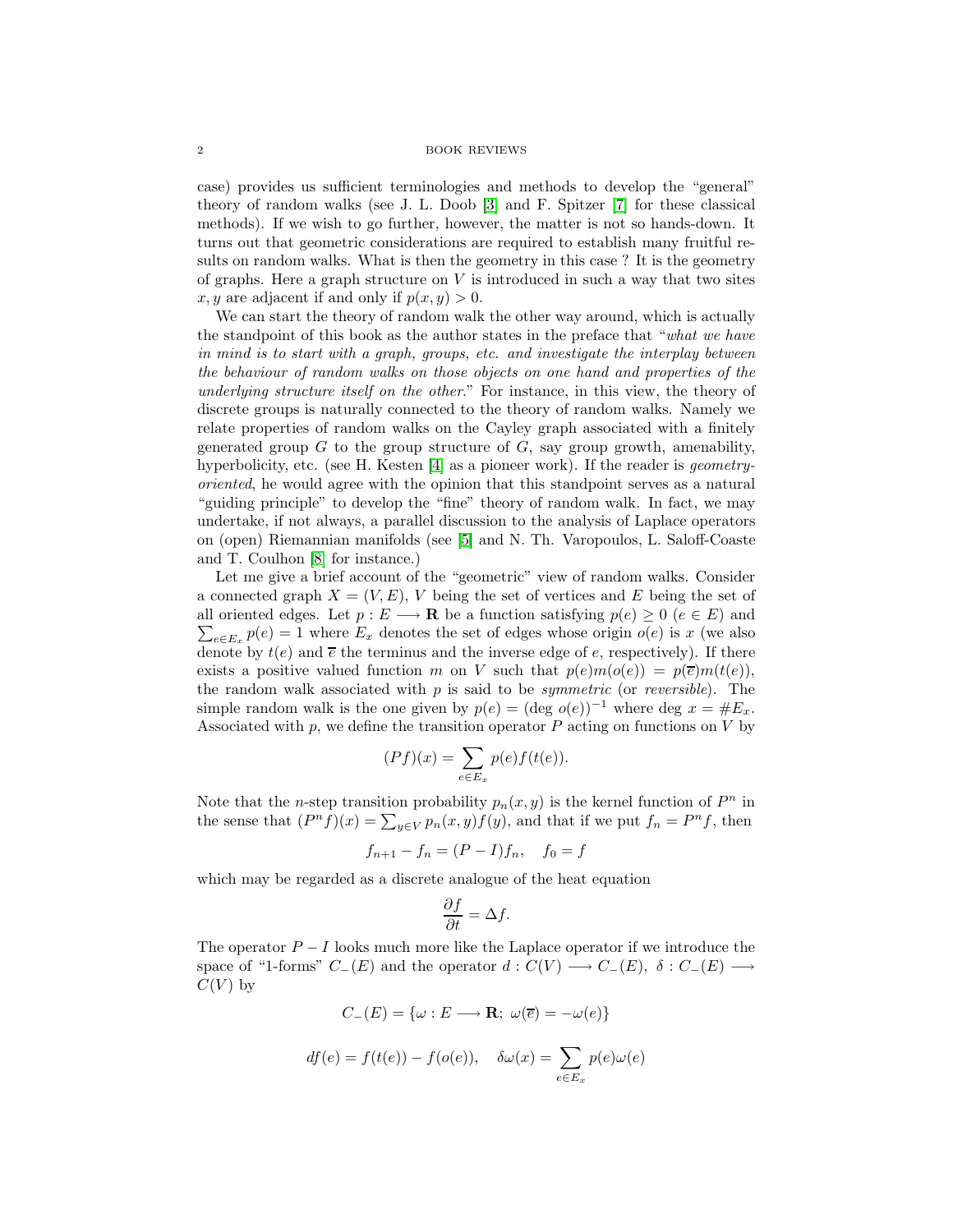case) provides us sufficient terminologies and methods to develop the "general" theory of random walks (see J. L. Doob [3] and F. Spitzer [7] for these classical methods). If we wish to go further, however, the matter is not so hands-down. It turns out that geometric considerations are required to establish many fruitful results on random walks. What is then the geometry in this case ? It is the geometry of graphs. Here a graph structure on $V$ is introduced in such a way that two sites $x, y$ are adjacent if and only if $p(x, y) > 0$.

We can start the theory of random walk the other way around, which is actually the standpoint of this book as the author states in the preface that "*what we have in mind is to start with a graph, groups, etc. and investigate the interplay between the behaviour of random walks on those objects on one hand and properties of the underlying structure itself on the other.*" For instance, in this view, the theory of discrete groups is naturally connected to the theory of random walks. Namely we relate properties of random walks on the Cayley graph associated with a finitely generated group $G$ to the group structure of $G$, say group growth, amenability, hyperbolicity, etc. (see H. Kesten [4] as a pioneer work). If the reader is *geometry-oriented*, he would agree with the opinion that this standpoint serves as a natural "guiding principle" to develop the "fine" theory of random walk. In fact, we may undertake, if not always, a parallel discussion to the analysis of Laplace operators on (open) Riemannian manifolds (see [5] and N. Th. Varopoulos, L. Saloff-Coaste and T. Coulhon [8] for instance.)

Let me give a brief account of the "geometric" view of random walks. Consider a connected graph $X = (V, E)$, $V$ being the set of vertices and $E$ being the set of all oriented edges. Let $p : E \longrightarrow \mathbf{R}$ be a function satisfying $p(e) \geq 0$ $(e \in E)$ and $\sum_{e \in E_x} p(e) = 1$ where $E_x$ denotes the set of edges whose origin $o(e)$ is $x$ (we also denote by $t(e)$ and $\overline{e}$ the terminus and the inverse edge of $e$, respectively). If there exists a positive valued function $m$ on $V$ such that $p(e)m(o(e)) = p(\overline{e})m(t(e))$, the random walk associated with $p$ is said to be *symmetric* (or *reversible*). The simple random walk is the one given by $p(e) = (\deg o(e))^{-1}$ where $\deg x = \# E_x$. Associated with $p$, we define the transition operator $P$ acting on functions on $V$ by

$$(Pf)(x) = \sum_{e \in E_x} p(e) f(t(e)).$$

Note that the $n$-step transition probability $p_n(x, y)$ is the kernel function of $P^n$ in the sense that $(P^n f)(x) = \sum_{y \in V} p_n(x, y) f(y)$, and that if we put $f_n = P^n f$, then

$$f_{n+1} - f_n = (P - I) f_n, \quad f_0 = f$$

which may be regarded as a discrete analogue of the heat equation

$$\frac{\partial f}{\partial t} = \Delta f.$$

The operator $P - I$ looks much more like the Laplace operator if we introduce the space of "1-forms" $C_-(E)$ and the operator $d : C(V) \longrightarrow C_-(E)$, $\delta : C_-(E) \longrightarrow C(V)$ by

$$C_-(E) = \{\omega : E \longrightarrow \mathbf{R};\ \omega(\overline{e}) = -\omega(e)\}$$

$$df(e) = f(t(e)) - f(o(e)), \quad \delta\omega(x) = \sum_{e \in E_x} p(e)\omega(e)$$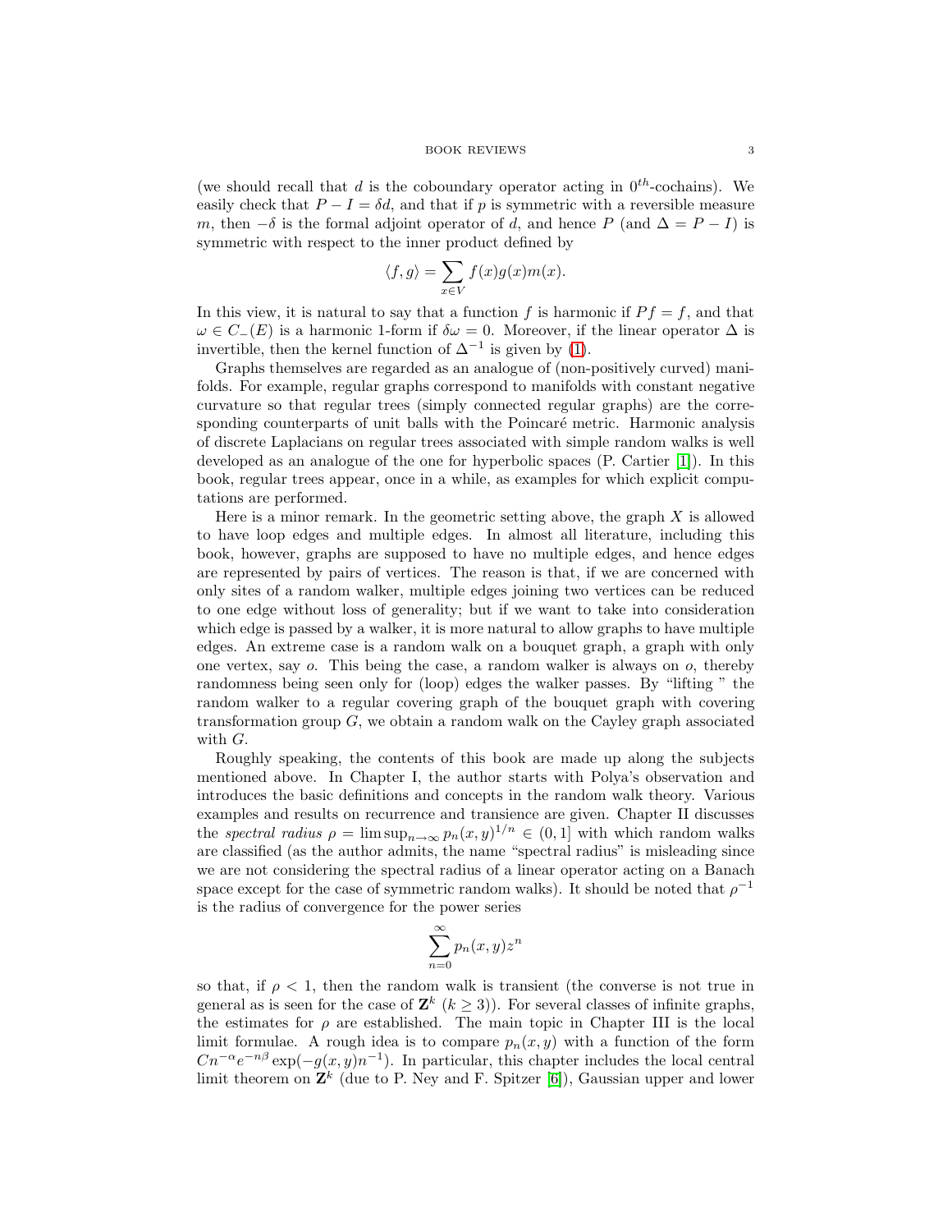(we should recall that $d$ is the coboundary operator acting in $0^{th}$-cochains). We easily check that $P - I = \delta d$, and that if $p$ is symmetric with a reversible measure $m$, then $-\delta$ is the formal adjoint operator of $d$, and hence $P$ (and $\Delta = P - I$) is symmetric with respect to the inner product defined by

$$\langle f, g \rangle = \sum_{x \in V} f(x) g(x) m(x).$$

In this view, it is natural to say that a function $f$ is harmonic if $Pf = f$, and that $\omega \in C_-(E)$ is a harmonic 1-form if $\delta\omega = 0$. Moreover, if the linear operator $\Delta$ is invertible, then the kernel function of $\Delta^{-1}$ is given by (1).

Graphs themselves are regarded as an analogue of (non-positively curved) manifolds. For example, regular graphs correspond to manifolds with constant negative curvature so that regular trees (simply connected regular graphs) are the corresponding counterparts of unit balls with the Poincaré metric. Harmonic analysis of discrete Laplacians on regular trees associated with simple random walks is well developed as an analogue of the one for hyperbolic spaces (P. Cartier [1]). In this book, regular trees appear, once in a while, as examples for which explicit computations are performed.

Here is a minor remark. In the geometric setting above, the graph $X$ is allowed to have loop edges and multiple edges. In almost all literature, including this book, however, graphs are supposed to have no multiple edges, and hence edges are represented by pairs of vertices. The reason is that, if we are concerned with only sites of a random walker, multiple edges joining two vertices can be reduced to one edge without loss of generality; but if we want to take into consideration which edge is passed by a walker, it is more natural to allow graphs to have multiple edges. An extreme case is a random walk on a bouquet graph, a graph with only one vertex, say $o$. This being the case, a random walker is always on $o$, thereby randomness being seen only for (loop) edges the walker passes. By "lifting " the random walker to a regular covering graph of the bouquet graph with covering transformation group $G$, we obtain a random walk on the Cayley graph associated with $G$.

Roughly speaking, the contents of this book are made up along the subjects mentioned above. In Chapter I, the author starts with Polya's observation and introduces the basic definitions and concepts in the random walk theory. Various examples and results on recurrence and transience are given. Chapter II discusses the *spectral radius* $\rho = \limsup_{n\to\infty} p_n(x, y)^{1/n} \in (0, 1]$ with which random walks are classified (as the author admits, the name "spectral radius" is misleading since we are not considering the spectral radius of a linear operator acting on a Banach space except for the case of symmetric random walks). It should be noted that $\rho^{-1}$ is the radius of convergence for the power series

$$\sum_{n=0}^{\infty} p_n(x, y) z^n$$

so that, if $\rho < 1$, then the random walk is transient (the converse is not true in general as is seen for the case of $\mathbf{Z}^k$ $(k \geq 3)$). For several classes of infinite graphs, the estimates for $\rho$ are established. The main topic in Chapter III is the local limit formulae. A rough idea is to compare $p_n(x, y)$ with a function of the form $Cn^{-\alpha} e^{-n\beta} \exp(-g(x, y)n^{-1})$. In particular, this chapter includes the local central limit theorem on $\mathbf{Z}^k$ (due to P. Ney and F. Spitzer [6]), Gaussian upper and lower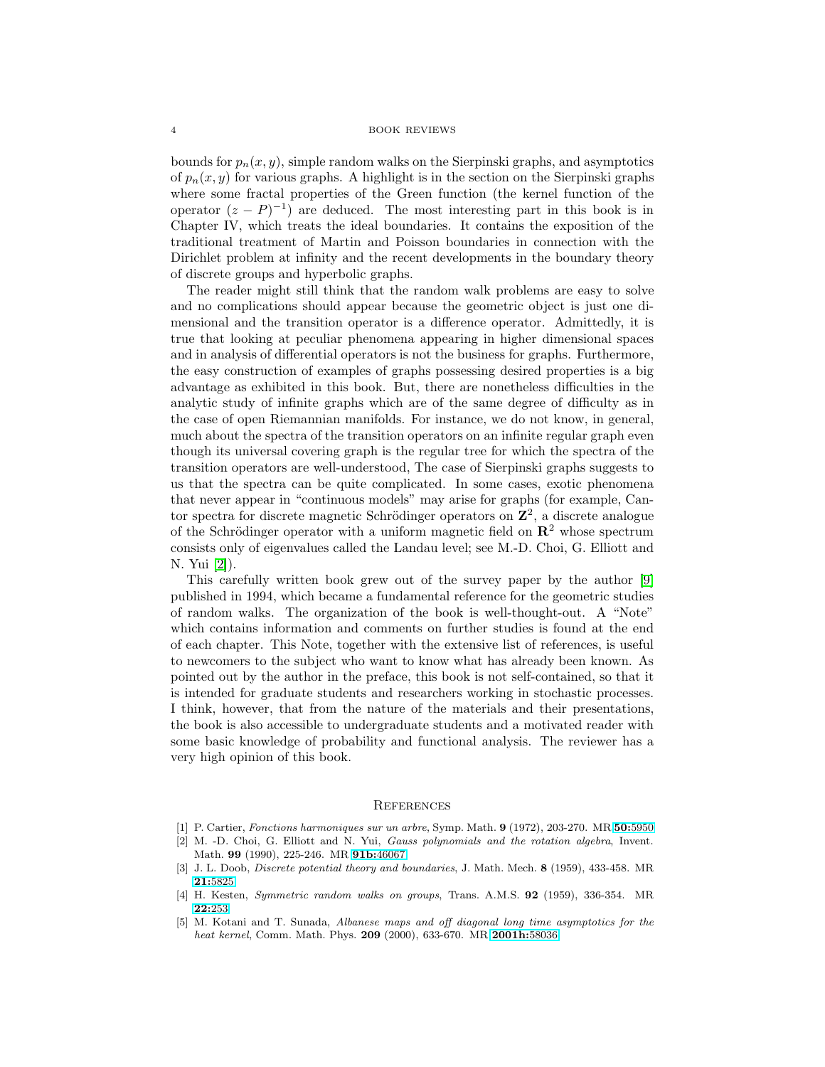bounds for $p_n(x,y)$, simple random walks on the Sierpinski graphs, and asymptotics of $p_n(x,y)$ for various graphs. A highlight is in the section on the Sierpinski graphs where some fractal properties of the Green function (the kernel function of the operator $(z-P)^{-1}$) are deduced. The most interesting part in this book is in Chapter IV, which treats the ideal boundaries. It contains the exposition of the traditional treatment of Martin and Poisson boundaries in connection with the Dirichlet problem at infinity and the recent developments in the boundary theory of discrete groups and hyperbolic graphs.

The reader might still think that the random walk problems are easy to solve and no complications should appear because the geometric object is just one dimensional and the transition operator is a difference operator. Admittedly, it is true that looking at peculiar phenomena appearing in higher dimensional spaces and in analysis of differential operators is not the business for graphs. Furthermore, the easy construction of examples of graphs possessing desired properties is a big advantage as exhibited in this book. But, there are nonetheless difficulties in the analytic study of infinite graphs which are of the same degree of difficulty as in the case of open Riemannian manifolds. For instance, we do not know, in general, much about the spectra of the transition operators on an infinite regular graph even though its universal covering graph is the regular tree for which the spectra of the transition operators are well-understood, The case of Sierpinski graphs suggests to us that the spectra can be quite complicated. In some cases, exotic phenomena that never appear in "continuous models" may arise for graphs (for example, Cantor spectra for discrete magnetic Schrödinger operators on $\mathbf{Z}^2$, a discrete analogue of the Schrödinger operator with a uniform magnetic field on $\mathbf{R}^2$ whose spectrum consists only of eigenvalues called the Landau level; see M.-D. Choi, G. Elliott and N. Yui [2]).

This carefully written book grew out of the survey paper by the author [9] published in 1994, which became a fundamental reference for the geometric studies of random walks. The organization of the book is well-thought-out. A "Note" which contains information and comments on further studies is found at the end of each chapter. This Note, together with the extensive list of references, is useful to newcomers to the subject who want to know what has already been known. As pointed out by the author in the preface, this book is not self-contained, so that it is intended for graduate students and researchers working in stochastic processes. I think, however, that from the nature of the materials and their presentations, the book is also accessible to undergraduate students and a motivated reader with some basic knowledge of probability and functional analysis. The reviewer has a very high opinion of this book.

## References

[1] P. Cartier, *Fonctions harmoniques sur un arbre*, Symp. Math. **9** (1972), 203-270. MR **50:**5950

[2] M. -D. Choi, G. Elliott and N. Yui, *Gauss polynomials and the rotation algebra*, Invent. Math. **99** (1990), 225-246. MR **91b:**46067

[3] J. L. Doob, *Discrete potential theory and boundaries*, J. Math. Mech. **8** (1959), 433-458. MR **21:**5825

[4] H. Kesten, *Symmetric random walks on groups*, Trans. A.M.S. **92** (1959), 336-354. MR **22:**253

[5] M. Kotani and T. Sunada, *Albanese maps and off diagonal long time asymptotics for the heat kernel*, Comm. Math. Phys. **209** (2000), 633-670. MR **2001h:**58036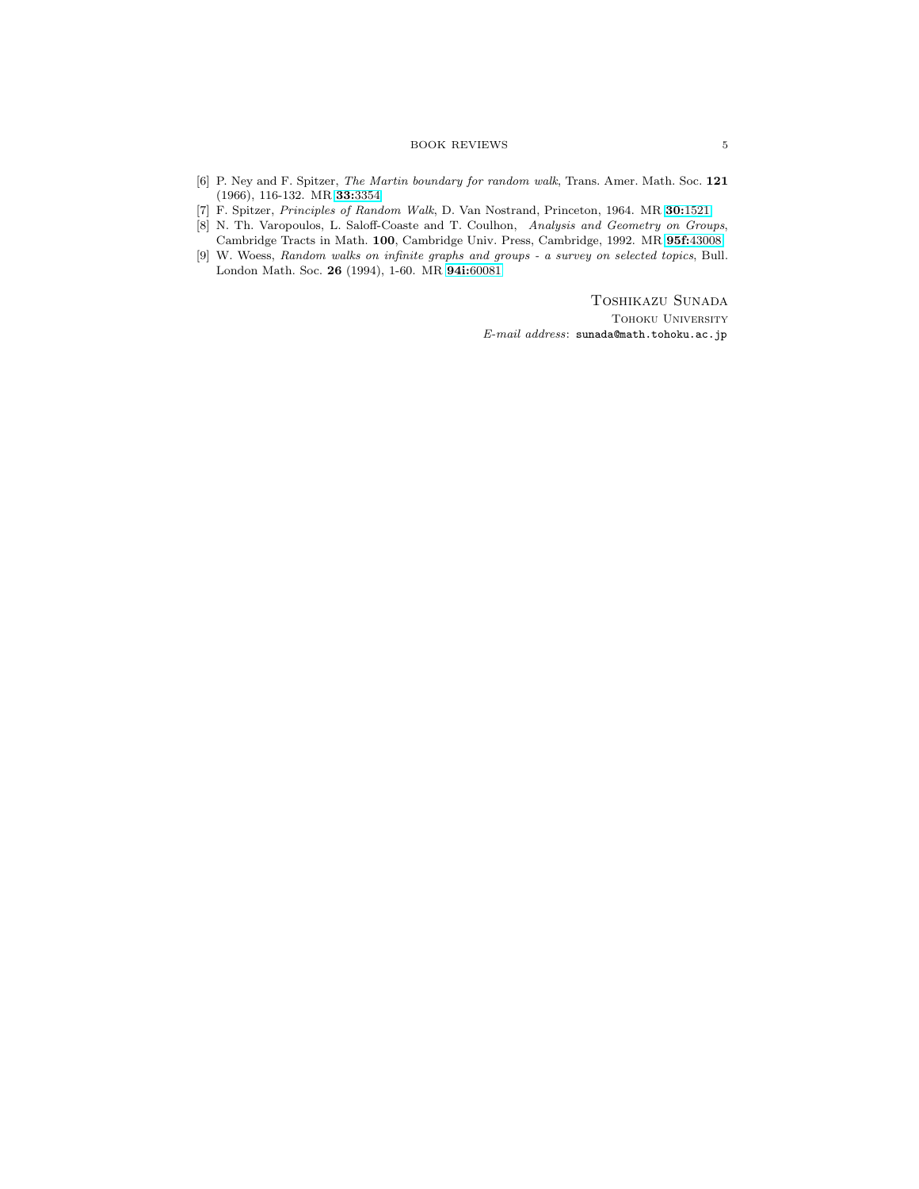[6] P. Ney and F. Spitzer, *The Martin boundary for random walk*, Trans. Amer. Math. Soc. **121** (1966), 116-132. MR **33:**3354

[7] F. Spitzer, *Principles of Random Walk*, D. Van Nostrand, Princeton, 1964. MR **30:**1521

[8] N. Th. Varopoulos, L. Saloff-Coaste and T. Coulhon, *Analysis and Geometry on Groups*, Cambridge Tracts in Math. **100**, Cambridge Univ. Press, Cambridge, 1992. MR **95f:**43008

[9] W. Woess, *Random walks on infinite graphs and groups - a survey on selected topics*, Bull. London Math. Soc. **26** (1994), 1-60. MR **94i:**60081

Toshikazu Sunada
Tohoku University
*E-mail address*: `sunada@math.tohoku.ac.jp`